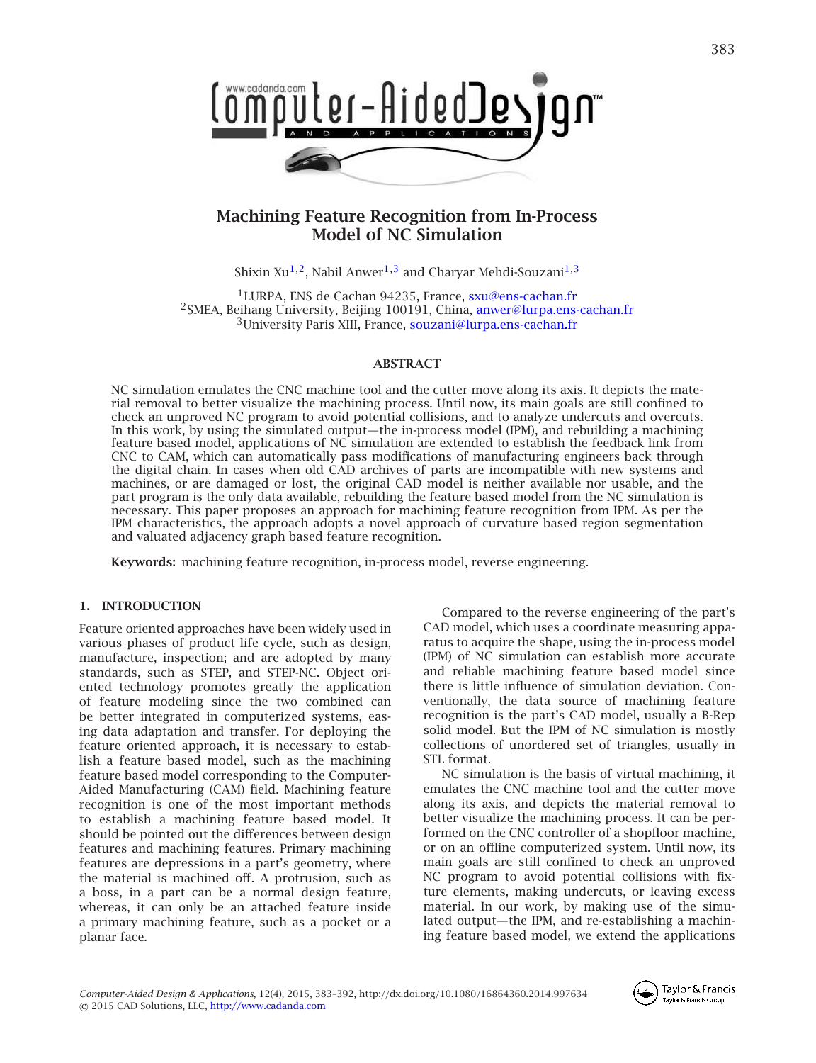# Machining Feature Recognition from In-Process Model of NC Simulation

Shixin Xu[1,2], Nabil Anwer[1,3] and Charyar Mehdi-Souzani[1,3]

[1]LURPA, ENS de Cachan 94235, France, sxu@ens-cachan.fr
[2]SMEA, Beihang University, Beijing 100191, China, anwer@lurpa.ens-cachan.fr
[3]University Paris XIII, France, souzani@lurpa.ens-cachan.fr

## ABSTRACT

NC simulation emulates the CNC machine tool and the cutter move along its axis. It depicts the material removal to better visualize the machining process. Until now, its main goals are still confined to check an unproved NC program to avoid potential collisions, and to analyze undercuts and overcuts. In this work, by using the simulated output—the in-process model (IPM), and rebuilding a machining feature based model, applications of NC simulation are extended to establish the feedback link from CNC to CAM, which can automatically pass modifications of manufacturing engineers back through the digital chain. In cases when old CAD archives of parts are incompatible with new systems and machines, or are damaged or lost, the original CAD model is neither available nor usable, and the part program is the only data available, rebuilding the feature based model from the NC simulation is necessary. This paper proposes an approach for machining feature recognition from IPM. As per the IPM characteristics, the approach adopts a novel approach of curvature based region segmentation and valuated adjacency graph based feature recognition.

**Keywords:** machining feature recognition, in-process model, reverse engineering.

## 1. INTRODUCTION

Feature oriented approaches have been widely used in various phases of product life cycle, such as design, manufacture, inspection; and are adopted by many standards, such as STEP, and STEP-NC. Object oriented technology promotes greatly the application of feature modeling since the two combined can be better integrated in computerized systems, easing data adaptation and transfer. For deploying the feature oriented approach, it is necessary to establish a feature based model, such as the machining feature based model corresponding to the Computer-Aided Manufacturing (CAM) field. Machining feature recognition is one of the most important methods to establish a machining feature based model. It should be pointed out the differences between design features and machining features. Primary machining features are depressions in a part's geometry, where the material is machined off. A protrusion, such as a boss, in a part can be a normal design feature, whereas, it can only be an attached feature inside a primary machining feature, such as a pocket or a planar face.

Compared to the reverse engineering of the part's CAD model, which uses a coordinate measuring apparatus to acquire the shape, using the in-process model (IPM) of NC simulation can establish more accurate and reliable machining feature based model since there is little influence of simulation deviation. Conventionally, the data source of machining feature recognition is the part's CAD model, usually a B-Rep solid model. But the IPM of NC simulation is mostly collections of unordered set of triangles, usually in STL format.

NC simulation is the basis of virtual machining, it emulates the CNC machine tool and the cutter move along its axis, and depicts the material removal to better visualize the machining process. It can be performed on the CNC controller of a shopfloor machine, or on an offline computerized system. Until now, its main goals are still confined to check an unproved NC program to avoid potential collisions with fixture elements, making undercuts, or leaving excess material. In our work, by making use of the simulated output—the IPM, and re-establishing a machining feature based model, we extend the applications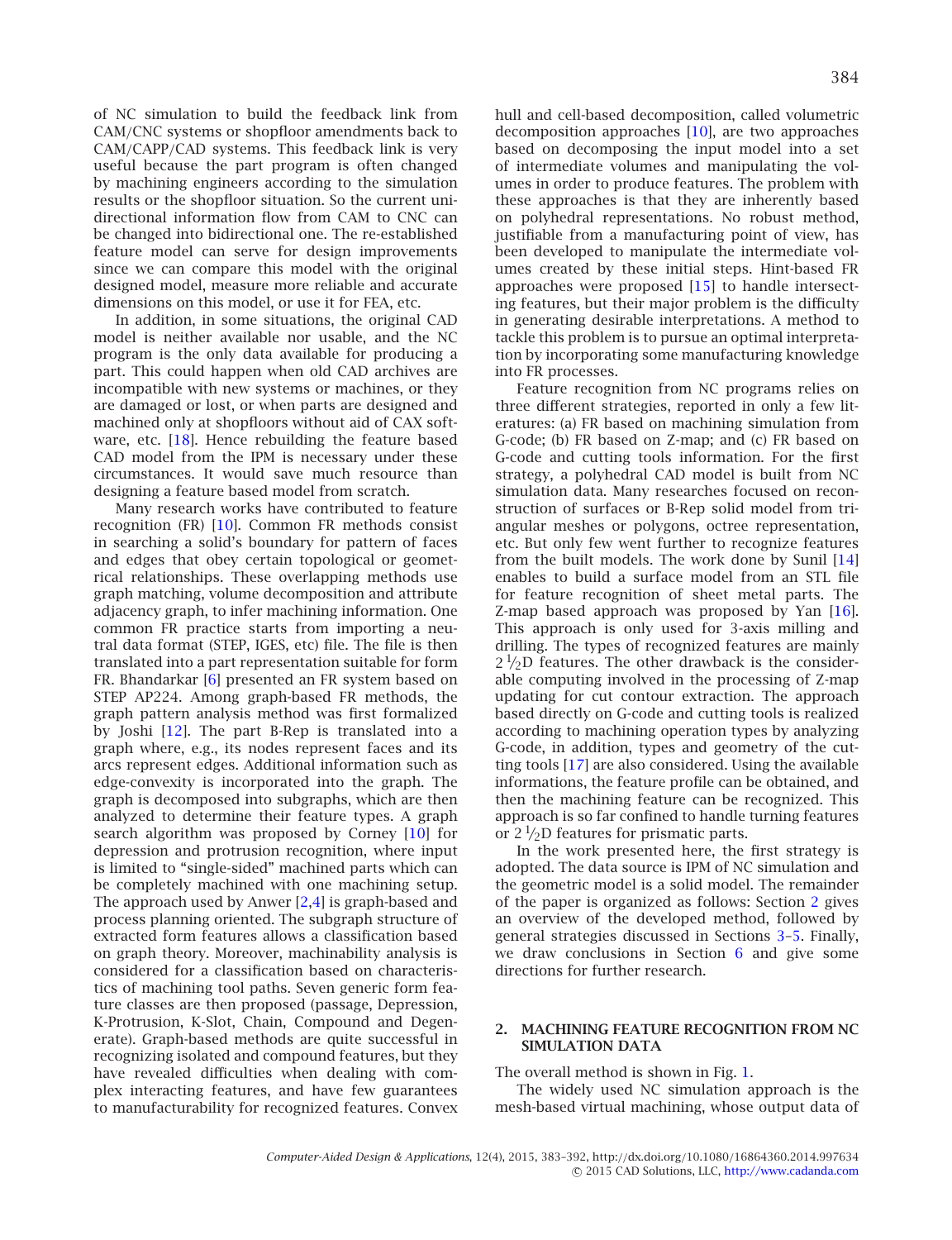of NC simulation to build the feedback link from CAM/CNC systems or shopfloor amendments back to CAM/CAPP/CAD systems. This feedback link is very useful because the part program is often changed by machining engineers according to the simulation results or the shopfloor situation. So the current unidirectional information flow from CAM to CNC can be changed into bidirectional one. The re-established feature model can serve for design improvements since we can compare this model with the original designed model, measure more reliable and accurate dimensions on this model, or use it for FEA, etc.

In addition, in some situations, the original CAD model is neither available nor usable, and the NC program is the only data available for producing a part. This could happen when old CAD archives are incompatible with new systems or machines, or they are damaged or lost, or when parts are designed and machined only at shopfloors without aid of CAX software, etc. [18]. Hence rebuilding the feature based CAD model from the IPM is necessary under these circumstances. It would save much resource than designing a feature based model from scratch.

Many research works have contributed to feature recognition (FR) [10]. Common FR methods consist in searching a solid's boundary for pattern of faces and edges that obey certain topological or geometrical relationships. These overlapping methods use graph matching, volume decomposition and attribute adjacency graph, to infer machining information. One common FR practice starts from importing a neutral data format (STEP, IGES, etc) file. The file is then translated into a part representation suitable for form FR. Bhandarkar [6] presented an FR system based on STEP AP224. Among graph-based FR methods, the graph pattern analysis method was first formalized by Joshi [12]. The part B-Rep is translated into a graph where, e.g., its nodes represent faces and its arcs represent edges. Additional information such as edge-convexity is incorporated into the graph. The graph is decomposed into subgraphs, which are then analyzed to determine their feature types. A graph search algorithm was proposed by Corney [10] for depression and protrusion recognition, where input is limited to "single-sided" machined parts which can be completely machined with one machining setup. The approach used by Anwer [2,4] is graph-based and process planning oriented. The subgraph structure of extracted form features allows a classification based on graph theory. Moreover, machinability analysis is considered for a classification based on characteristics of machining tool paths. Seven generic form feature classes are then proposed (passage, Depression, K-Protrusion, K-Slot, Chain, Compound and Degenerate). Graph-based methods are quite successful in recognizing isolated and compound features, but they have revealed difficulties when dealing with complex interacting features, and have few guarantees to manufacturability for recognized features. Convex hull and cell-based decomposition, called volumetric decomposition approaches [10], are two approaches based on decomposing the input model into a set of intermediate volumes and manipulating the volumes in order to produce features. The problem with these approaches is that they are inherently based on polyhedral representations. No robust method, justifiable from a manufacturing point of view, has been developed to manipulate the intermediate volumes created by these initial steps. Hint-based FR approaches were proposed [15] to handle intersecting features, but their major problem is the difficulty in generating desirable interpretations. A method to tackle this problem is to pursue an optimal interpretation by incorporating some manufacturing knowledge into FR processes.

Feature recognition from NC programs relies on three different strategies, reported in only a few literatures: (a) FR based on machining simulation from G-code; (b) FR based on Z-map; and (c) FR based on G-code and cutting tools information. For the first strategy, a polyhedral CAD model is built from NC simulation data. Many researches focused on reconstruction of surfaces or B-Rep solid model from triangular meshes or polygons, octree representation, etc. But only few went further to recognize features from the built models. The work done by Sunil [14] enables to build a surface model from an STL file for feature recognition of sheet metal parts. The Z-map based approach was proposed by Yan [16]. This approach is only used for 3-axis milling and drilling. The types of recognized features are mainly $2\,{}^1\!/\!_2$D features. The other drawback is the considerable computing involved in the processing of Z-map updating for cut contour extraction. The approach based directly on G-code and cutting tools is realized according to machining operation types by analyzing G-code, in addition, types and geometry of the cutting tools [17] are also considered. Using the available informations, the feature profile can be obtained, and then the machining feature can be recognized. This approach is so far confined to handle turning features or $2\,{}^1\!/\!_2$D features for prismatic parts.

In the work presented here, the first strategy is adopted. The data source is IPM of NC simulation and the geometric model is a solid model. The remainder of the paper is organized as follows: Section 2 gives an overview of the developed method, followed by general strategies discussed in Sections 3–5. Finally, we draw conclusions in Section 6 and give some directions for further research.

## 2. MACHINING FEATURE RECOGNITION FROM NC SIMULATION DATA

The overall method is shown in Fig. 1.

The widely used NC simulation approach is the mesh-based virtual machining, whose output data of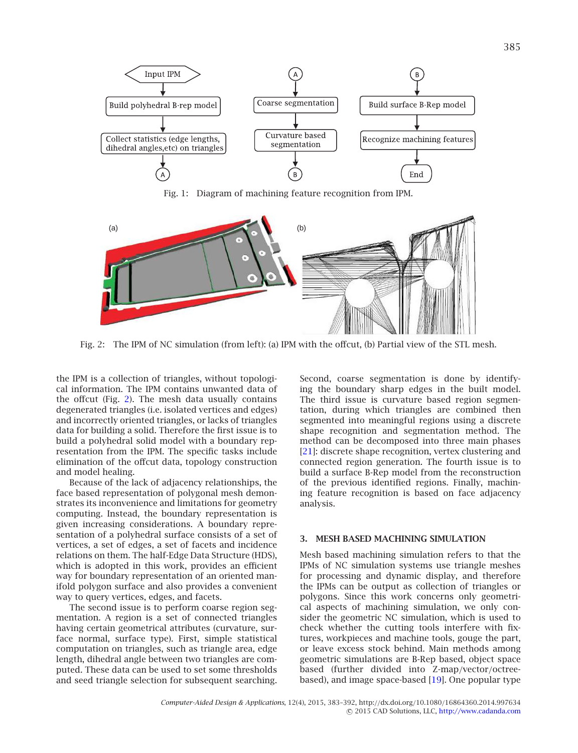Fig. 1: Diagram of machining feature recognition from IPM.

Fig. 2: The IPM of NC simulation (from left): (a) IPM with the offcut, (b) Partial view of the STL mesh.

the IPM is a collection of triangles, without topological information. The IPM contains unwanted data of the offcut (Fig. 2). The mesh data usually contains degenerated triangles (i.e. isolated vertices and edges) and incorrectly oriented triangles, or lacks of triangles data for building a solid. Therefore the first issue is to build a polyhedral solid model with a boundary representation from the IPM. The specific tasks include elimination of the offcut data, topology construction and model healing.

Because of the lack of adjacency relationships, the face based representation of polygonal mesh demonstrates its inconvenience and limitations for geometry computing. Instead, the boundary representation is given increasing considerations. A boundary representation of a polyhedral surface consists of a set of vertices, a set of edges, a set of facets and incidence relations on them. The half-Edge Data Structure (HDS), which is adopted in this work, provides an efficient way for boundary representation of an oriented manifold polygon surface and also provides a convenient way to query vertices, edges, and facets.

The second issue is to perform coarse region segmentation. A region is a set of connected triangles having certain geometrical attributes (curvature, surface normal, surface type). First, simple statistical computation on triangles, such as triangle area, edge length, dihedral angle between two triangles are computed. These data can be used to set some thresholds and seed triangle selection for subsequent searching. Second, coarse segmentation is done by identifying the boundary sharp edges in the built model. The third issue is curvature based region segmentation, during which triangles are combined then segmented into meaningful regions using a discrete shape recognition and segmentation method. The method can be decomposed into three main phases [21]: discrete shape recognition, vertex clustering and connected region generation. The fourth issue is to build a surface B-Rep model from the reconstruction of the previous identified regions. Finally, machining feature recognition is based on face adjacency analysis.

## 3. MESH BASED MACHINING SIMULATION

Mesh based machining simulation refers to that the IPMs of NC simulation systems use triangle meshes for processing and dynamic display, and therefore the IPMs can be output as collection of triangles or polygons. Since this work concerns only geometrical aspects of machining simulation, we only consider the geometric NC simulation, which is used to check whether the cutting tools interfere with fixtures, workpieces and machine tools, gouge the part, or leave excess stock behind. Main methods among geometric simulations are B-Rep based, object space based (further divided into Z-map/vector/octree-based), and image space-based [19]. One popular type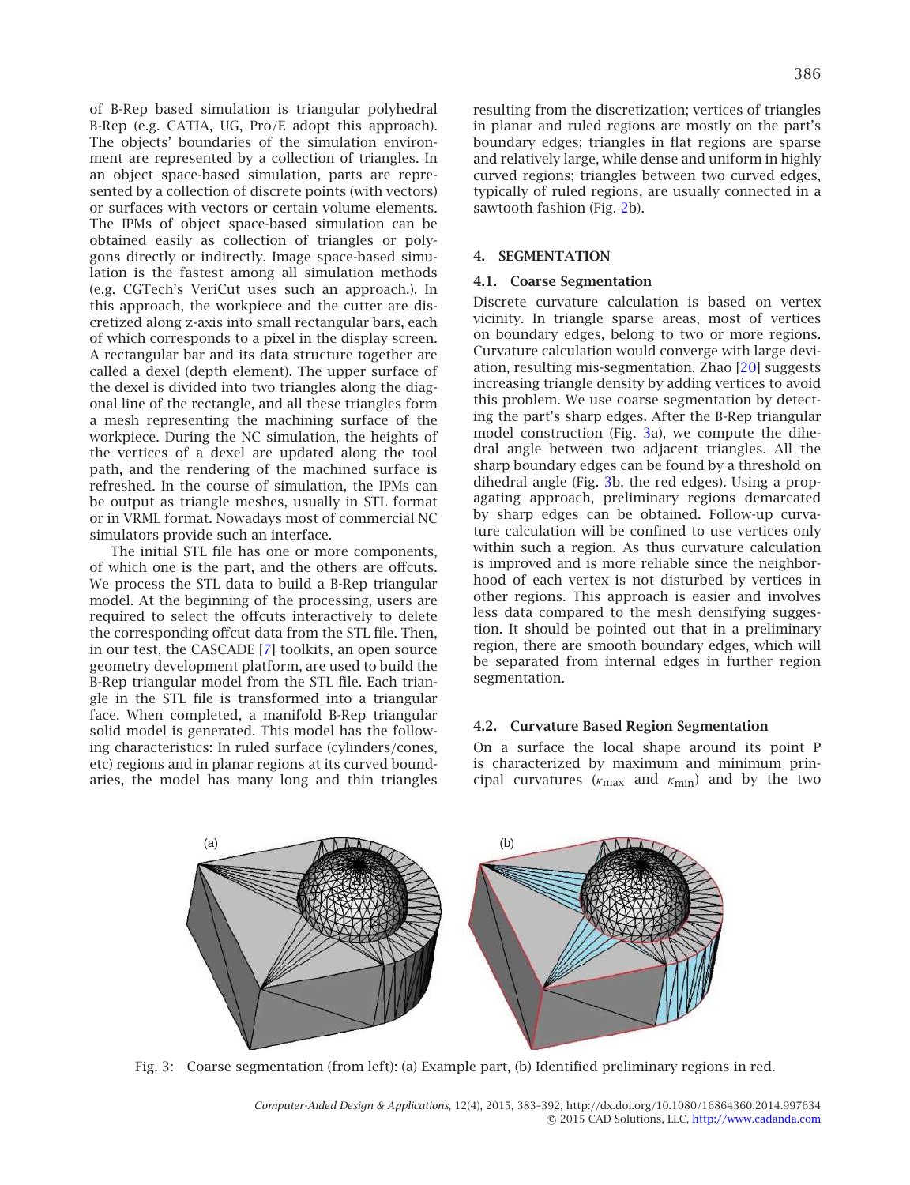of B-Rep based simulation is triangular polyhedral B-Rep (e.g. CATIA, UG, Pro/E adopt this approach). The objects' boundaries of the simulation environment are represented by a collection of triangles. In an object space-based simulation, parts are represented by a collection of discrete points (with vectors) or surfaces with vectors or certain volume elements. The IPMs of object space-based simulation can be obtained easily as collection of triangles or polygons directly or indirectly. Image space-based simulation is the fastest among all simulation methods (e.g. CGTech's VeriCut uses such an approach.). In this approach, the workpiece and the cutter are discretized along z-axis into small rectangular bars, each of which corresponds to a pixel in the display screen. A rectangular bar and its data structure together are called a dexel (depth element). The upper surface of the dexel is divided into two triangles along the diagonal line of the rectangle, and all these triangles form a mesh representing the machining surface of the workpiece. During the NC simulation, the heights of the vertices of a dexel are updated along the tool path, and the rendering of the machined surface is refreshed. In the course of simulation, the IPMs can be output as triangle meshes, usually in STL format or in VRML format. Nowadays most of commercial NC simulators provide such an interface.

The initial STL file has one or more components, of which one is the part, and the others are offcuts. We process the STL data to build a B-Rep triangular model. At the beginning of the processing, users are required to select the offcuts interactively to delete the corresponding offcut data from the STL file. Then, in our test, the CASCADE [7] toolkits, an open source geometry development platform, are used to build the B-Rep triangular model from the STL file. Each triangle in the STL file is transformed into a triangular face. When completed, a manifold B-Rep triangular solid model is generated. This model has the following characteristics: In ruled surface (cylinders/cones, etc) regions and in planar regions at its curved boundaries, the model has many long and thin triangles resulting from the discretization; vertices of triangles in planar and ruled regions are mostly on the part's boundary edges; triangles in flat regions are sparse and relatively large, while dense and uniform in highly curved regions; triangles between two curved edges, typically of ruled regions, are usually connected in a sawtooth fashion (Fig. 2b).

## 4. SEGMENTATION

### 4.1. Coarse Segmentation

Discrete curvature calculation is based on vertex vicinity. In triangle sparse areas, most of vertices on boundary edges, belong to two or more regions. Curvature calculation would converge with large deviation, resulting mis-segmentation. Zhao [20] suggests increasing triangle density by adding vertices to avoid this problem. We use coarse segmentation by detecting the part's sharp edges. After the B-Rep triangular model construction (Fig. 3a), we compute the dihedral angle between two adjacent triangles. All the sharp boundary edges can be found by a threshold on dihedral angle (Fig. 3b, the red edges). Using a propagating approach, preliminary regions demarcated by sharp edges can be obtained. Follow-up curvature calculation will be confined to use vertices only within such a region. As thus curvature calculation is improved and is more reliable since the neighborhood of each vertex is not disturbed by vertices in other regions. This approach is easier and involves less data compared to the mesh densifying suggestion. It should be pointed out that in a preliminary region, there are smooth boundary edges, which will be separated from internal edges in further region segmentation.

### 4.2. Curvature Based Region Segmentation

On a surface the local shape around its point P is characterized by maximum and minimum principal curvatures ($\kappa_{\max}$ and $\kappa_{\min}$) and by the two

Fig. 3: Coarse segmentation (from left): (a) Example part, (b) Identified preliminary regions in red.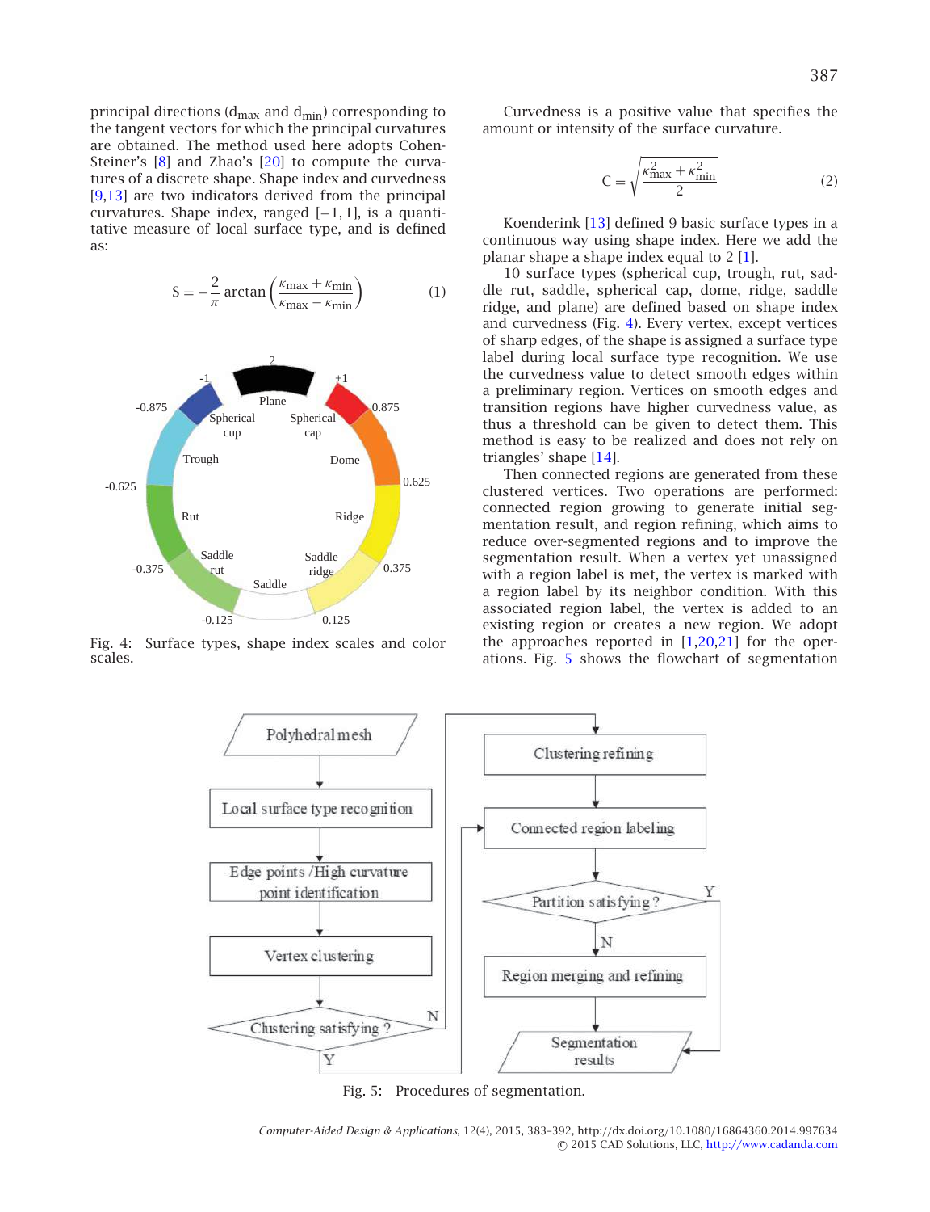principal directions ($d_{max}$ and $d_{min}$) corresponding to the tangent vectors for which the principal curvatures are obtained. The method used here adopts Cohen-Steiner's [8] and Zhao's [20] to compute the curvatures of a discrete shape. Shape index and curvedness [9,13] are two indicators derived from the principal curvatures. Shape index, ranged $[-1, 1]$, is a quantitative measure of local surface type, and is defined as:

$$S = -\frac{2}{\pi}\arctan\left(\frac{\kappa_{max} + \kappa_{min}}{\kappa_{max} - \kappa_{min}}\right) \tag{1}$$

Fig. 4: Surface types, shape index scales and color scales.

Curvedness is a positive value that specifies the amount or intensity of the surface curvature.

$$C = \sqrt{\frac{\kappa_{max}^2 + \kappa_{min}^2}{2}} \tag{2}$$

Koenderink [13] defined 9 basic surface types in a continuous way using shape index. Here we add the planar shape a shape index equal to 2 [1].

10 surface types (spherical cup, trough, rut, saddle rut, saddle, spherical cap, dome, ridge, saddle ridge, and plane) are defined based on shape index and curvedness (Fig. 4). Every vertex, except vertices of sharp edges, of the shape is assigned a surface type label during local surface type recognition. We use the curvedness value to detect smooth edges within a preliminary region. Vertices on smooth edges and transition regions have higher curvedness value, as thus a threshold can be given to detect them. This method is easy to be realized and does not rely on triangles' shape [14].

Then connected regions are generated from these clustered vertices. Two operations are performed: connected region growing to generate initial segmentation result, and region refining, which aims to reduce over-segmented regions and to improve the segmentation result. When a vertex yet unassigned with a region label is met, the vertex is marked with a region label by its neighbor condition. With this associated region label, the vertex is added to an existing region or creates a new region. We adopt the approaches reported in [1,20,21] for the operations. Fig. 5 shows the flowchart of segmentation

Fig. 5: Procedures of segmentation.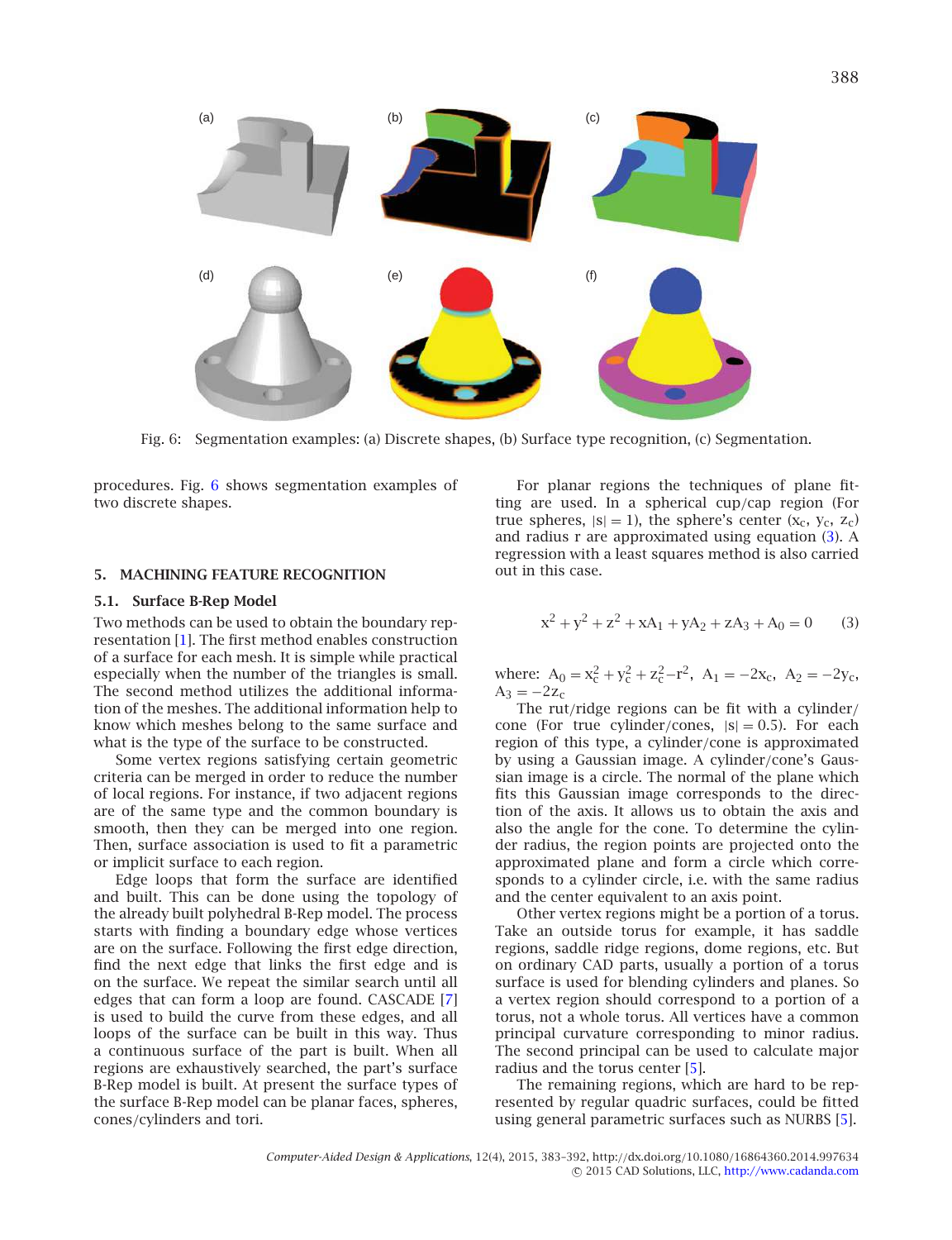Fig. 6: Segmentation examples: (a) Discrete shapes, (b) Surface type recognition, (c) Segmentation.

procedures. Fig. 6 shows segmentation examples of two discrete shapes.

## 5. MACHINING FEATURE RECOGNITION

### 5.1. Surface B-Rep Model

Two methods can be used to obtain the boundary representation [1]. The first method enables construction of a surface for each mesh. It is simple while practical especially when the number of the triangles is small. The second method utilizes the additional information of the meshes. The additional information help to know which meshes belong to the same surface and what is the type of the surface to be constructed.

Some vertex regions satisfying certain geometric criteria can be merged in order to reduce the number of local regions. For instance, if two adjacent regions are of the same type and the common boundary is smooth, then they can be merged into one region. Then, surface association is used to fit a parametric or implicit surface to each region.

Edge loops that form the surface are identified and built. This can be done using the topology of the already built polyhedral B-Rep model. The process starts with finding a boundary edge whose vertices are on the surface. Following the first edge direction, find the next edge that links the first edge and is on the surface. We repeat the similar search until all edges that can form a loop are found. CASCADE [7] is used to build the curve from these edges, and all loops of the surface can be built in this way. Thus a continuous surface of the part is built. When all regions are exhaustively searched, the part's surface B-Rep model is built. At present the surface types of the surface B-Rep model can be planar faces, spheres, cones/cylinders and tori.

For planar regions the techniques of plane fitting are used. In a spherical cup/cap region (For true spheres, $|s| = 1$), the sphere's center $(x_c, y_c, z_c)$ and radius r are approximated using equation (3). A regression with a least squares method is also carried out in this case.

$$x^2 + y^2 + z^2 + xA_1 + yA_2 + zA_3 + A_0 = 0 \qquad (3)$$

where: $A_0 = x_c^2 + y_c^2 + z_c^2 - r^2$, $A_1 = -2x_c$, $A_2 = -2y_c$, $A_3 = -2z_c$

The rut/ridge regions can be fit with a cylinder/cone (For true cylinder/cones, $|s| = 0.5$). For each region of this type, a cylinder/cone is approximated by using a Gaussian image. A cylinder/cone's Gaussian image is a circle. The normal of the plane which fits this Gaussian image corresponds to the direction of the axis. It allows us to obtain the axis and also the angle for the cone. To determine the cylinder radius, the region points are projected onto the approximated plane and form a circle which corresponds to a cylinder circle, i.e. with the same radius and the center equivalent to an axis point.

Other vertex regions might be a portion of a torus. Take an outside torus for example, it has saddle regions, saddle ridge regions, dome regions, etc. But on ordinary CAD parts, usually a portion of a torus surface is used for blending cylinders and planes. So a vertex region should correspond to a portion of a torus, not a whole torus. All vertices have a common principal curvature corresponding to minor radius. The second principal can be used to calculate major radius and the torus center [5].

The remaining regions, which are hard to be represented by regular quadric surfaces, could be fitted using general parametric surfaces such as NURBS [5].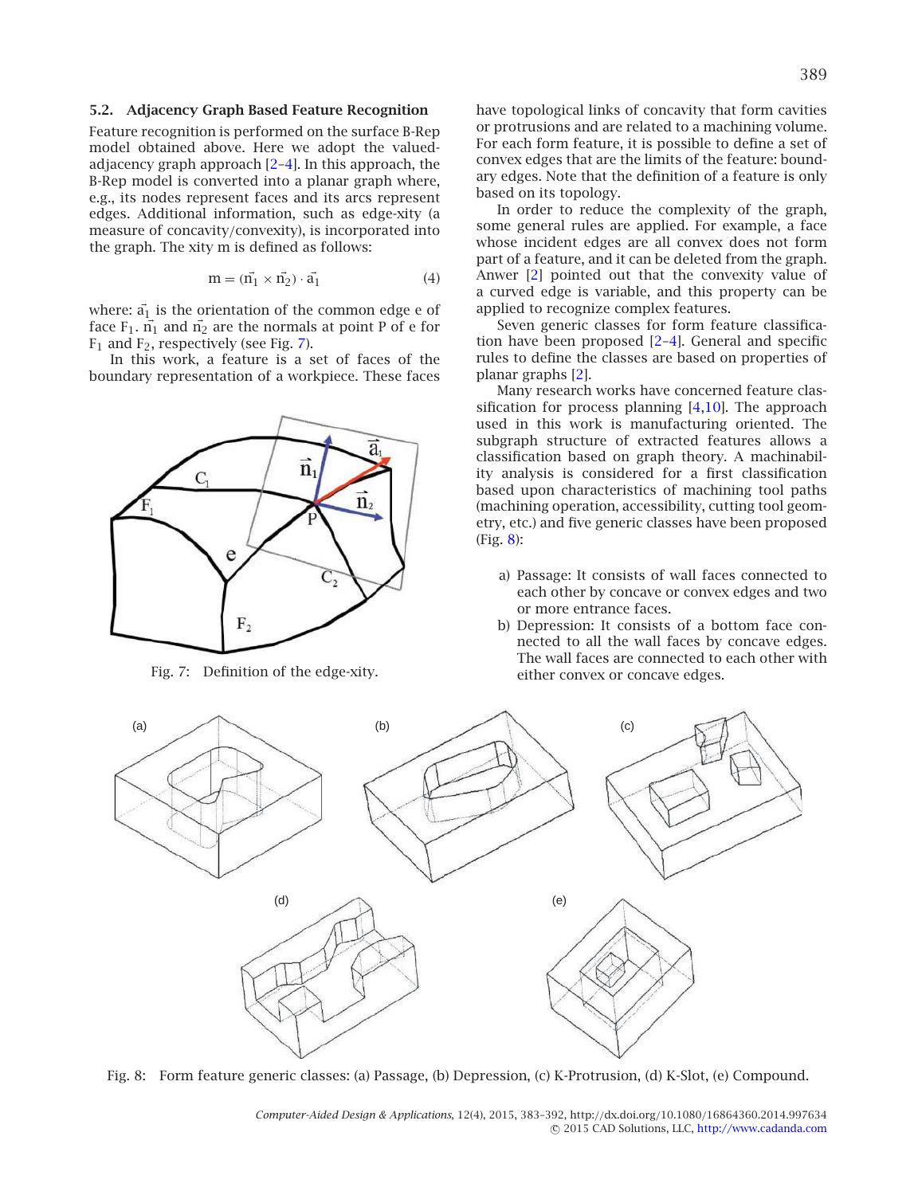### 5.2. Adjacency Graph Based Feature Recognition

Feature recognition is performed on the surface B-Rep model obtained above. Here we adopt the valued-adjacency graph approach [2–4]. In this approach, the B-Rep model is converted into a planar graph where, e.g., its nodes represent faces and its arcs represent edges. Additional information, such as edge-xity (a measure of concavity/convexity), is incorporated into the graph. The xity m is defined as follows:

$$m = (\vec{n}_1 \times \vec{n}_2) \cdot \vec{a}_1 \tag{4}$$

where: $\vec{a}_1$ is the orientation of the common edge e of face $F_1$. $\vec{n}_1$ and $\vec{n}_2$ are the normals at point P of e for $F_1$ and $F_2$, respectively (see Fig. 7).

In this work, a feature is a set of faces of the boundary representation of a workpiece. These faces have topological links of concavity that form cavities or protrusions and are related to a machining volume. For each form feature, it is possible to define a set of convex edges that are the limits of the feature: boundary edges. Note that the definition of a feature is only based on its topology.

Fig. 7: Definition of the edge-xity.

In order to reduce the complexity of the graph, some general rules are applied. For example, a face whose incident edges are all convex does not form part of a feature, and it can be deleted from the graph. Anwer [2] pointed out that the convexity value of a curved edge is variable, and this property can be applied to recognize complex features.

Seven generic classes for form feature classification have been proposed [2–4]. General and specific rules to define the classes are based on properties of planar graphs [2].

Many research works have concerned feature classification for process planning [4,10]. The approach used in this work is manufacturing oriented. The subgraph structure of extracted features allows a classification based on graph theory. A machinability analysis is considered for a first classification based upon characteristics of machining tool paths (machining operation, accessibility, cutting tool geometry, etc.) and five generic classes have been proposed (Fig. 8):

a) Passage: It consists of wall faces connected to each other by concave or convex edges and two or more entrance faces.
b) Depression: It consists of a bottom face connected to all the wall faces by concave edges. The wall faces are connected to each other with either convex or concave edges.

Fig. 8: Form feature generic classes: (a) Passage, (b) Depression, (c) K-Protrusion, (d) K-Slot, (e) Compound.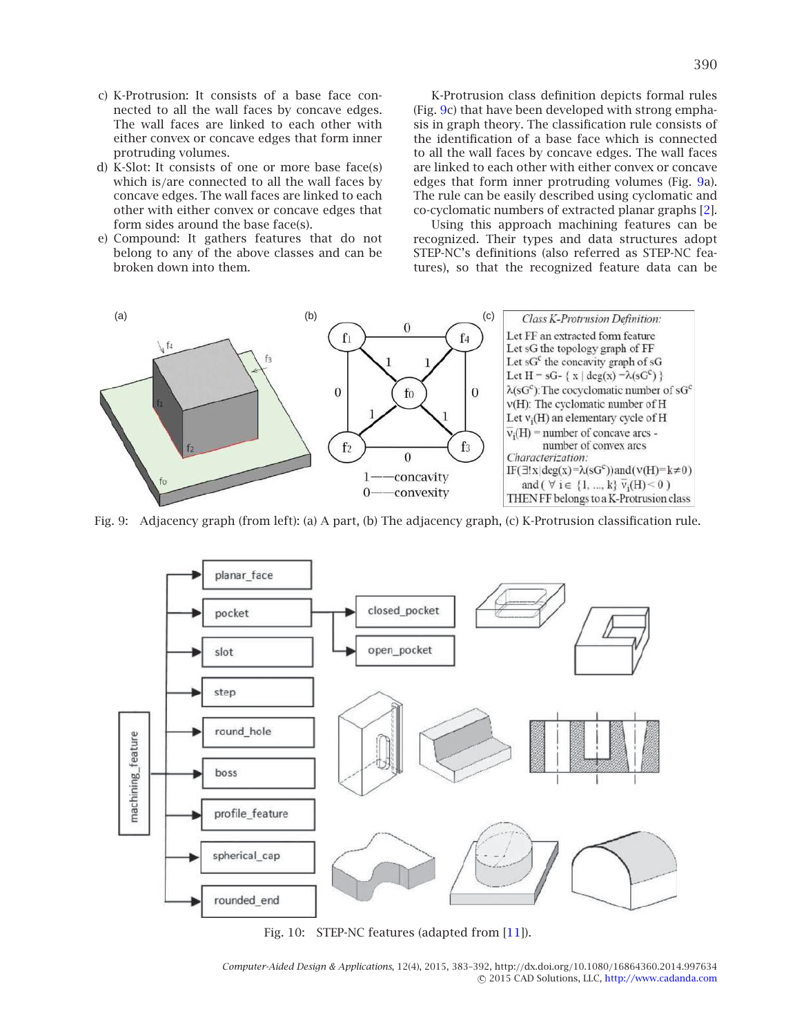c) K-Protrusion: It consists of a base face connected to all the wall faces by concave edges. The wall faces are linked to each other with either convex or concave edges that form inner protruding volumes.
d) K-Slot: It consists of one or more base face(s) which is/are connected to all the wall faces by concave edges. The wall faces are linked to each other with either convex or concave edges that form sides around the base face(s).
e) Compound: It gathers features that do not belong to any of the above classes and can be broken down into them.

K-Protrusion class definition depicts formal rules (Fig. 9c) that have been developed with strong emphasis in graph theory. The classification rule consists of the identification of a base face which is connected to all the wall faces by concave edges. The wall faces are linked to each other with either convex or concave edges that form inner protruding volumes (Fig. 9a). The rule can be easily described using cyclomatic and co-cyclomatic numbers of extracted planar graphs [2].

Using this approach machining features can be recognized. Their types and data structures adopt STEP-NC's definitions (also referred as STEP-NC features), so that the recognized feature data can be

*Class K-Protrusion Definition:*

Let FF an extracted form feature
Let sG the topology graph of FF
Let $sG^c$ the concavity graph of sG
Let $H = sG - \{ x \mid deg(x) = \lambda(sG^c) \}$
$\lambda(sG^c)$: The cocyclomatic number of $sG^c$
$\nu(H)$: The cyclomatic number of H
Let $\nu_i(H)$ an elementary cycle of H
$\bar{\nu}_i(H)$ = number of concave arcs - number of convex arcs

*Characterization:*

IF($\exists! x \mid deg(x) = \lambda(sG^c)$) and ($\nu(H) = k \neq 0$) and ( $\forall$ i $\in$ {1, ..., k} $\bar{\nu}_i(H) < 0$ )
THEN FF belongs to a K-Protrusion class

Fig. 9: Adjacency graph (from left): (a) A part, (b) The adjacency graph, (c) K-Protrusion classification rule.

Fig. 10: STEP-NC features (adapted from [11]).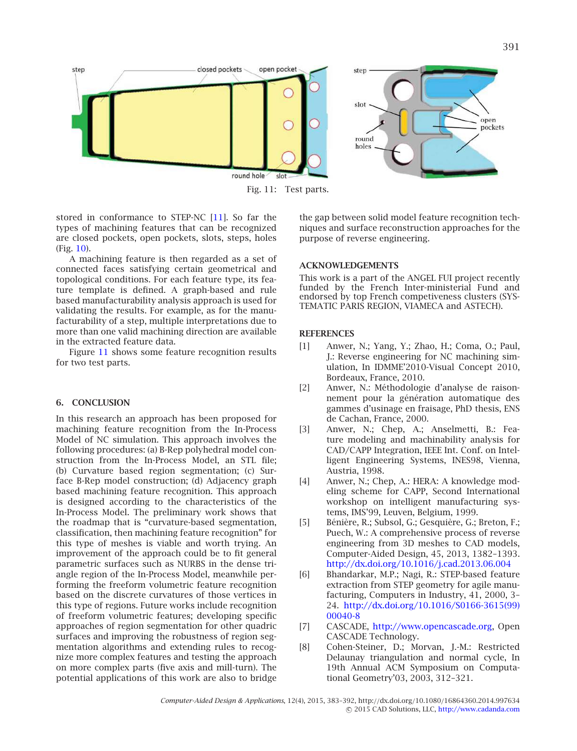Fig. 11: Test parts.

stored in conformance to STEP-NC [11]. So far the types of machining features that can be recognized are closed pockets, open pockets, slots, steps, holes (Fig. 10).

A machining feature is then regarded as a set of connected faces satisfying certain geometrical and topological conditions. For each feature type, its feature template is defined. A graph-based and rule based manufacturability analysis approach is used for validating the results. For example, as for the manufacturability of a step, multiple interpretations due to more than one valid machining direction are available in the extracted feature data.

Figure 11 shows some feature recognition results for two test parts.

## 6. CONCLUSION

In this research an approach has been proposed for machining feature recognition from the In-Process Model of NC simulation. This approach involves the following procedures: (a) B-Rep polyhedral model construction from the In-Process Model, an STL file; (b) Curvature based region segmentation; (c) Surface B-Rep model construction; (d) Adjacency graph based machining feature recognition. This approach is designed according to the characteristics of the In-Process Model. The preliminary work shows that the roadmap that is "curvature-based segmentation, classification, then machining feature recognition" for this type of meshes is viable and worth trying. An improvement of the approach could be to fit general parametric surfaces such as NURBS in the dense triangle region of the In-Process Model, meanwhile performing the freeform volumetric feature recognition based on the discrete curvatures of those vertices in this type of regions. Future works include recognition of freeform volumetric features; developing specific approaches of region segmentation for other quadric surfaces and improving the robustness of region segmentation algorithms and extending rules to recognize more complex features and testing the approach on more complex parts (five axis and mill-turn). The potential applications of this work are also to bridge the gap between solid model feature recognition techniques and surface reconstruction approaches for the purpose of reverse engineering.

## ACKNOWLEDGEMENTS

This work is a part of the ANGEL FUI project recently funded by the French Inter-ministerial Fund and endorsed by top French competiveness clusters (SYSTEMATIC PARIS REGION, VIAMECA and ASTECH).

## REFERENCES

[1] Anwer, N.; Yang, Y.; Zhao, H.; Coma, O.; Paul, J.: Reverse engineering for NC machining simulation, In IDMME'2010-Visual Concept 2010, Bordeaux, France, 2010.

[2] Anwer, N.: Méthodologie d'analyse de raisonnement pour la génération automatique des gammes d'usinage en fraisage, PhD thesis, ENS de Cachan, France, 2000.

[3] Anwer, N.; Chep, A.; Anselmetti, B.: Feature modeling and machinability analysis for CAD/CAPP Integration, IEEE Int. Conf. on Intelligent Engineering Systems, INES98, Vienna, Austria, 1998.

[4] Anwer, N.; Chep, A.: HERA: A knowledge modeling scheme for CAPP, Second International workshop on intelligent manufacturing systems, IMS'99, Leuven, Belgium, 1999.

[5] Bénière, R.; Subsol, G.; Gesquière, G.; Breton, F.; Puech, W.: A comprehensive process of reverse engineering from 3D meshes to CAD models, Computer-Aided Design, 45, 2013, 1382–1393. http://dx.doi.org/10.1016/j.cad.2013.06.004

[6] Bhandarkar, M.P.; Nagi, R.: STEP-based feature extraction from STEP geometry for agile manufacturing, Computers in Industry, 41, 2000, 3–24. http://dx.doi.org/10.1016/S0166-3615(99)00040-8

[7] CASCADE, http://www.opencascade.org, Open CASCADE Technology.

[8] Cohen-Steiner, D.; Morvan, J.-M.: Restricted Delaunay triangulation and normal cycle, In 19th Annual ACM Symposium on Computational Geometry'03, 2003, 312–321.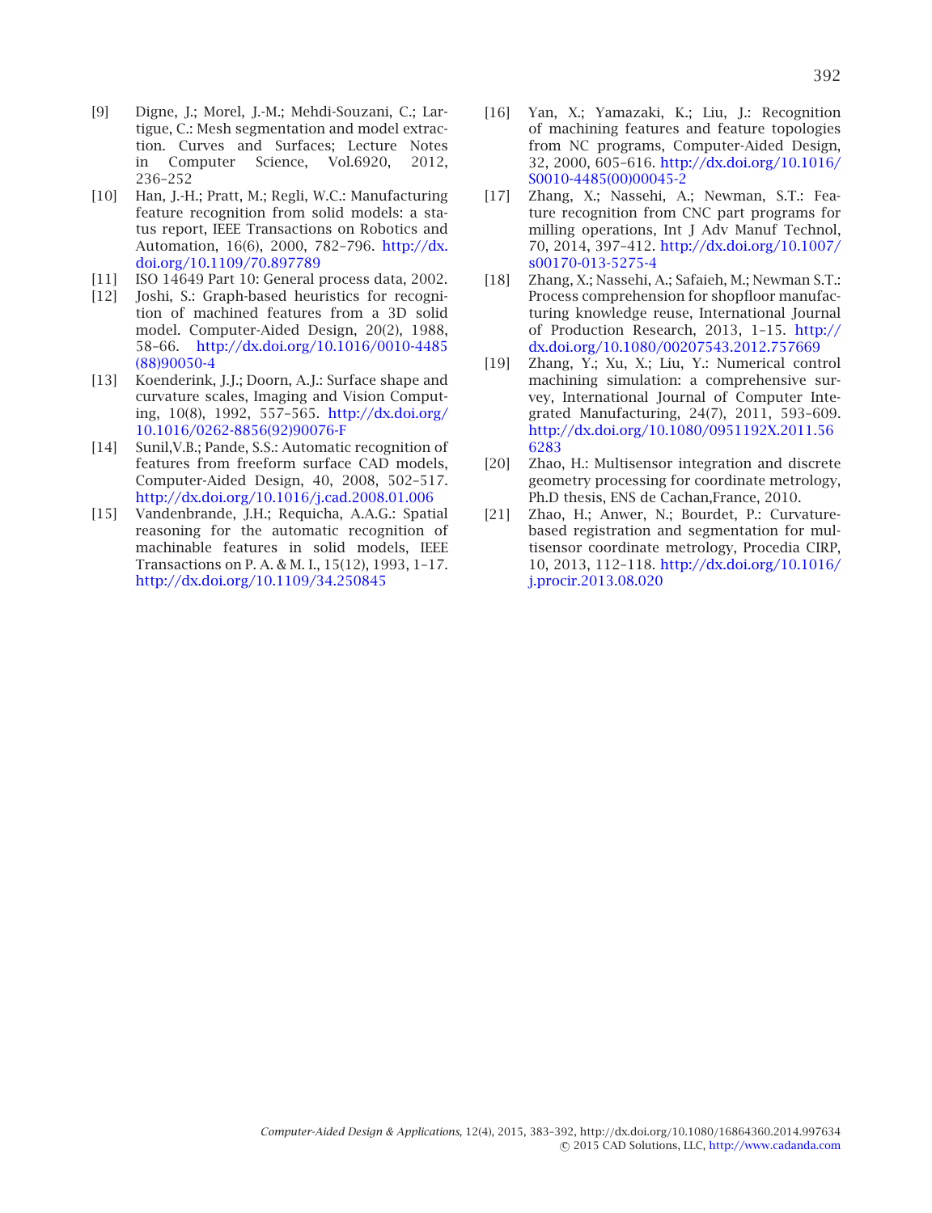[9] Digne, J.; Morel, J.-M.; Mehdi-Souzani, C.; Lartigue, C.: Mesh segmentation and model extraction. Curves and Surfaces; Lecture Notes in Computer Science, Vol.6920, 2012, 236–252

[10] Han, J.-H.; Pratt, M.; Regli, W.C.: Manufacturing feature recognition from solid models: a status report, IEEE Transactions on Robotics and Automation, 16(6), 2000, 782–796. http://dx.doi.org/10.1109/70.897789

[11] ISO 14649 Part 10: General process data, 2002.

[12] Joshi, S.: Graph-based heuristics for recognition of machined features from a 3D solid model. Computer-Aided Design, 20(2), 1988, 58–66. http://dx.doi.org/10.1016/0010-4485(88)90050-4

[13] Koenderink, J.J.; Doorn, A.J.: Surface shape and curvature scales, Imaging and Vision Computing, 10(8), 1992, 557–565. http://dx.doi.org/10.1016/0262-8856(92)90076-F

[14] Sunil,V.B.; Pande, S.S.: Automatic recognition of features from freeform surface CAD models, Computer-Aided Design, 40, 2008, 502–517. http://dx.doi.org/10.1016/j.cad.2008.01.006

[15] Vandenbrande, J.H.; Requicha, A.A.G.: Spatial reasoning for the automatic recognition of machinable features in solid models, IEEE Transactions on P. A. & M. I., 15(12), 1993, 1–17. http://dx.doi.org/10.1109/34.250845

[16] Yan, X.; Yamazaki, K.; Liu, J.: Recognition of machining features and feature topologies from NC programs, Computer-Aided Design, 32, 2000, 605–616. http://dx.doi.org/10.1016/S0010-4485(00)00045-2

[17] Zhang, X.; Nassehi, A.; Newman, S.T.: Feature recognition from CNC part programs for milling operations, Int J Adv Manuf Technol, 70, 2014, 397–412. http://dx.doi.org/10.1007/s00170-013-5275-4

[18] Zhang, X.; Nassehi, A.; Safaieh, M.; Newman S.T.: Process comprehension for shopfloor manufacturing knowledge reuse, International Journal of Production Research, 2013, 1–15. http://dx.doi.org/10.1080/00207543.2012.757669

[19] Zhang, Y.; Xu, X.; Liu, Y.: Numerical control machining simulation: a comprehensive survey, International Journal of Computer Integrated Manufacturing, 24(7), 2011, 593–609. http://dx.doi.org/10.1080/0951192X.2011.566283

[20] Zhao, H.: Multisensor integration and discrete geometry processing for coordinate metrology, Ph.D thesis, ENS de Cachan,France, 2010.

[21] Zhao, H.; Anwer, N.; Bourdet, P.: Curvature-based registration and segmentation for multisensor coordinate metrology, Procedia CIRP, 10, 2013, 112–118. http://dx.doi.org/10.1016/j.procir.2013.08.020